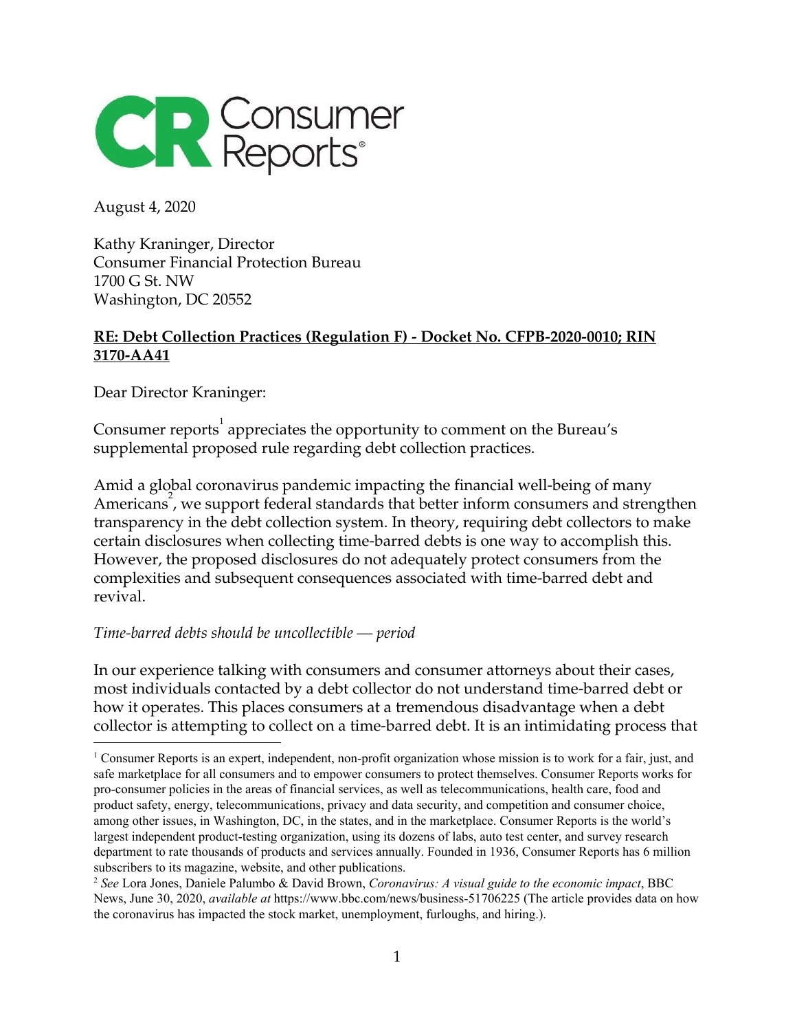# Consumer Reports

August 4, 2020

Kathy Kraninger, Director
Consumer Financial Protection Bureau
1700 G St. NW
Washington, DC 20552

**RE: Debt Collection Practices (Regulation F) - Docket No. CFPB-2020-0010; RIN 3170-AA41**

Dear Director Kraninger:

Consumer reports[1] appreciates the opportunity to comment on the Bureau's supplemental proposed rule regarding debt collection practices.

Amid a global coronavirus pandemic impacting the financial well-being of many Americans[2], we support federal standards that better inform consumers and strengthen transparency in the debt collection system. In theory, requiring debt collectors to make certain disclosures when collecting time-barred debts is one way to accomplish this. However, the proposed disclosures do not adequately protect consumers from the complexities and subsequent consequences associated with time-barred debt and revival.

*Time-barred debts should be uncollectible — period*

In our experience talking with consumers and consumer attorneys about their cases, most individuals contacted by a debt collector do not understand time-barred debt or how it operates. This places consumers at a tremendous disadvantage when a debt collector is attempting to collect on a time-barred debt. It is an intimidating process that

---

[1] Consumer Reports is an expert, independent, non-profit organization whose mission is to work for a fair, just, and safe marketplace for all consumers and to empower consumers to protect themselves. Consumer Reports works for pro-consumer policies in the areas of financial services, as well as telecommunications, health care, food and product safety, energy, telecommunications, privacy and data security, and competition and consumer choice, among other issues, in Washington, DC, in the states, and in the marketplace. Consumer Reports is the world's largest independent product-testing organization, using its dozens of labs, auto test center, and survey research department to rate thousands of products and services annually. Founded in 1936, Consumer Reports has 6 million subscribers to its magazine, website, and other publications.

[2] *See* Lora Jones, Daniele Palumbo & David Brown, *Coronavirus: A visual guide to the economic impact*, BBC News, June 30, 2020, *available at* https://www.bbc.com/news/business-51706225 (The article provides data on how the coronavirus has impacted the stock market, unemployment, furloughs, and hiring.).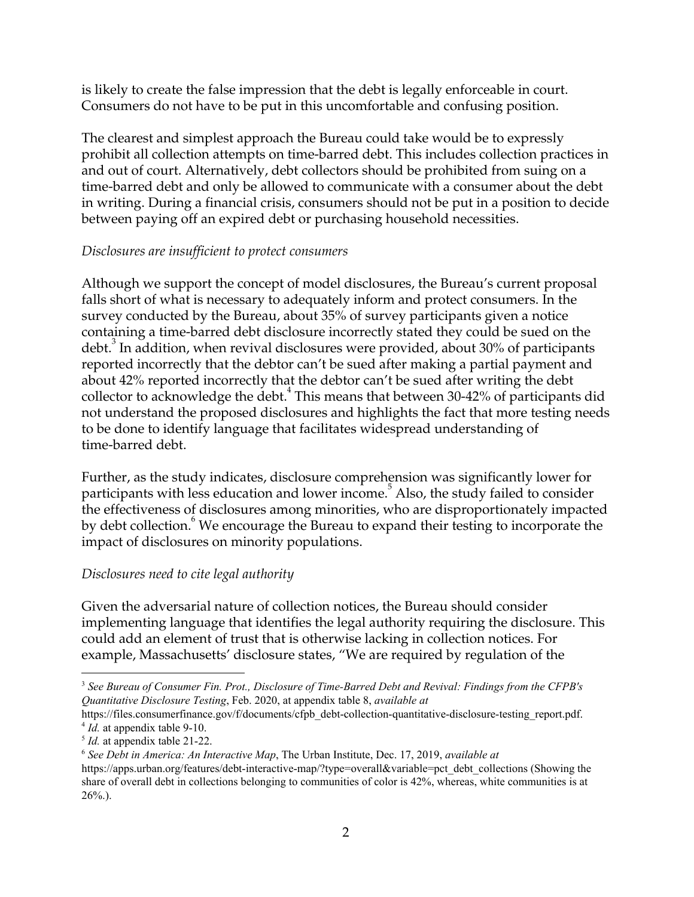is likely to create the false impression that the debt is legally enforceable in court. Consumers do not have to be put in this uncomfortable and confusing position.

The clearest and simplest approach the Bureau could take would be to expressly prohibit all collection attempts on time-barred debt. This includes collection practices in and out of court. Alternatively, debt collectors should be prohibited from suing on a time-barred debt and only be allowed to communicate with a consumer about the debt in writing. During a financial crisis, consumers should not be put in a position to decide between paying off an expired debt or purchasing household necessities.

*Disclosures are insufficient to protect consumers*

Although we support the concept of model disclosures, the Bureau's current proposal falls short of what is necessary to adequately inform and protect consumers. In the survey conducted by the Bureau, about 35% of survey participants given a notice containing a time-barred debt disclosure incorrectly stated they could be sued on the debt.[3] In addition, when revival disclosures were provided, about 30% of participants reported incorrectly that the debtor can't be sued after making a partial payment and about 42% reported incorrectly that the debtor can't be sued after writing the debt collector to acknowledge the debt.[4] This means that between 30-42% of participants did not understand the proposed disclosures and highlights the fact that more testing needs to be done to identify language that facilitates widespread understanding of time-barred debt.

Further, as the study indicates, disclosure comprehension was significantly lower for participants with less education and lower income.[5] Also, the study failed to consider the effectiveness of disclosures among minorities, who are disproportionately impacted by debt collection.[6] We encourage the Bureau to expand their testing to incorporate the impact of disclosures on minority populations.

*Disclosures need to cite legal authority*

Given the adversarial nature of collection notices, the Bureau should consider implementing language that identifies the legal authority requiring the disclosure. This could add an element of trust that is otherwise lacking in collection notices. For example, Massachusetts' disclosure states, "We are required by regulation of the

---

[3] *See Bureau of Consumer Fin. Prot., Disclosure of Time-Barred Debt and Revival: Findings from the CFPB's Quantitative Disclosure Testing*, Feb. 2020, at appendix table 8, *available at* https://files.consumerfinance.gov/f/documents/cfpb_debt-collection-quantitative-disclosure-testing_report.pdf.

[4] *Id.* at appendix table 9-10.

[5] *Id.* at appendix table 21-22.

[6] *See Debt in America: An Interactive Map*, The Urban Institute, Dec. 17, 2019, *available at* https://apps.urban.org/features/debt-interactive-map/?type=overall&variable=pct_debt_collections (Showing the share of overall debt in collections belonging to communities of color is 42%, whereas, white communities is at 26%.).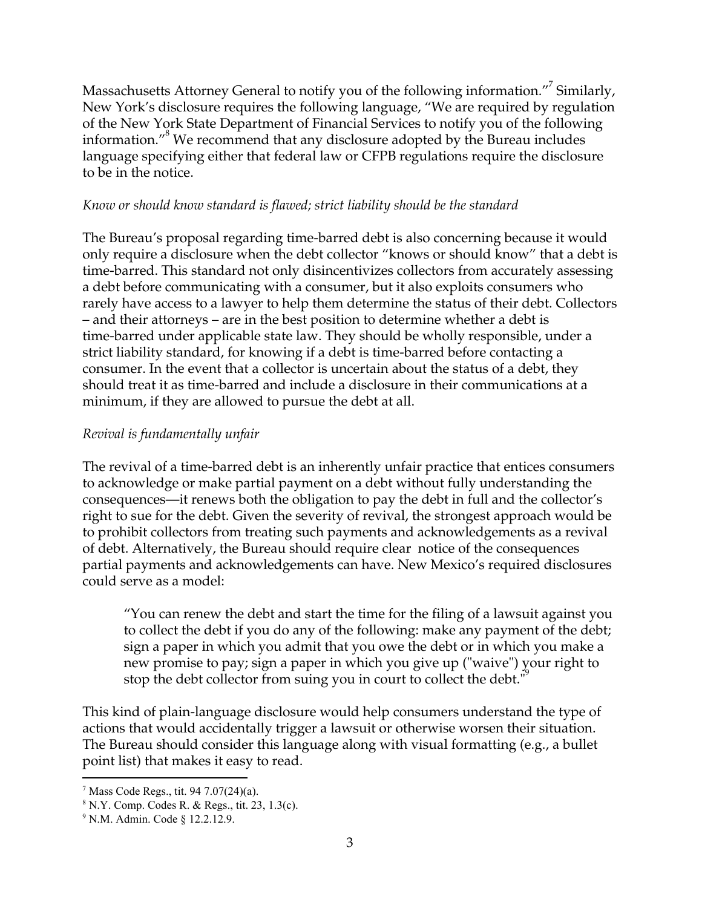Massachusetts Attorney General to notify you of the following information."[7] Similarly, New York's disclosure requires the following language, "We are required by regulation of the New York State Department of Financial Services to notify you of the following information."[8] We recommend that any disclosure adopted by the Bureau includes language specifying either that federal law or CFPB regulations require the disclosure to be in the notice.

*Know or should know standard is flawed; strict liability should be the standard*

The Bureau's proposal regarding time-barred debt is also concerning because it would only require a disclosure when the debt collector "knows or should know" that a debt is time-barred. This standard not only disincentivizes collectors from accurately assessing a debt before communicating with a consumer, but it also exploits consumers who rarely have access to a lawyer to help them determine the status of their debt. Collectors – and their attorneys – are in the best position to determine whether a debt is time-barred under applicable state law. They should be wholly responsible, under a strict liability standard, for knowing if a debt is time-barred before contacting a consumer. In the event that a collector is uncertain about the status of a debt, they should treat it as time-barred and include a disclosure in their communications at a minimum, if they are allowed to pursue the debt at all.

*Revival is fundamentally unfair*

The revival of a time-barred debt is an inherently unfair practice that entices consumers to acknowledge or make partial payment on a debt without fully understanding the consequences—it renews both the obligation to pay the debt in full and the collector's right to sue for the debt. Given the severity of revival, the strongest approach would be to prohibit collectors from treating such payments and acknowledgements as a revival of debt. Alternatively, the Bureau should require clear notice of the consequences partial payments and acknowledgements can have. New Mexico's required disclosures could serve as a model:

> "You can renew the debt and start the time for the filing of a lawsuit against you to collect the debt if you do any of the following: make any payment of the debt; sign a paper in which you admit that you owe the debt or in which you make a new promise to pay; sign a paper in which you give up ("waive") your right to stop the debt collector from suing you in court to collect the debt."[9]

This kind of plain-language disclosure would help consumers understand the type of actions that would accidentally trigger a lawsuit or otherwise worsen their situation. The Bureau should consider this language along with visual formatting (e.g., a bullet point list) that makes it easy to read.

---

[7] Mass Code Regs., tit. 94 7.07(24)(a).

[8] N.Y. Comp. Codes R. & Regs., tit. 23, 1.3(c).

[9] N.M. Admin. Code § 12.2.12.9.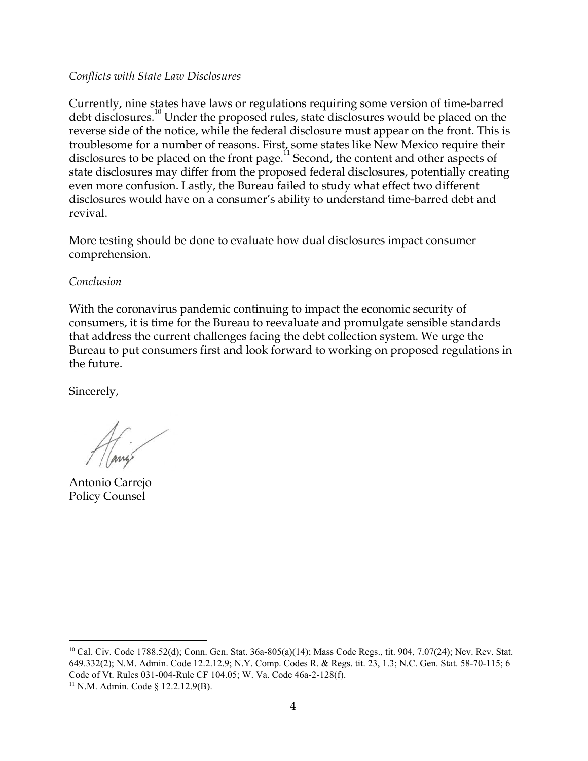*Conflicts with State Law Disclosures*

Currently, nine states have laws or regulations requiring some version of time-barred debt disclosures.[10] Under the proposed rules, state disclosures would be placed on the reverse side of the notice, while the federal disclosure must appear on the front. This is troublesome for a number of reasons. First, some states like New Mexico require their disclosures to be placed on the front page.[11] Second, the content and other aspects of state disclosures may differ from the proposed federal disclosures, potentially creating even more confusion. Lastly, the Bureau failed to study what effect two different disclosures would have on a consumer's ability to understand time-barred debt and revival.

More testing should be done to evaluate how dual disclosures impact consumer comprehension.

*Conclusion*

With the coronavirus pandemic continuing to impact the economic security of consumers, it is time for the Bureau to reevaluate and promulgate sensible standards that address the current challenges facing the debt collection system. We urge the Bureau to put consumers first and look forward to working on proposed regulations in the future.

Sincerely,

Antonio Carrejo
Policy Counsel

---

[10] Cal. Civ. Code 1788.52(d); Conn. Gen. Stat. 36a-805(a)(14); Mass Code Regs., tit. 904, 7.07(24); Nev. Rev. Stat. 649.332(2); N.M. Admin. Code 12.2.12.9; N.Y. Comp. Codes R. & Regs. tit. 23, 1.3; N.C. Gen. Stat. 58-70-115; 6 Code of Vt. Rules 031-004-Rule CF 104.05; W. Va. Code 46a-2-128(f).

[11] N.M. Admin. Code § 12.2.12.9(B).